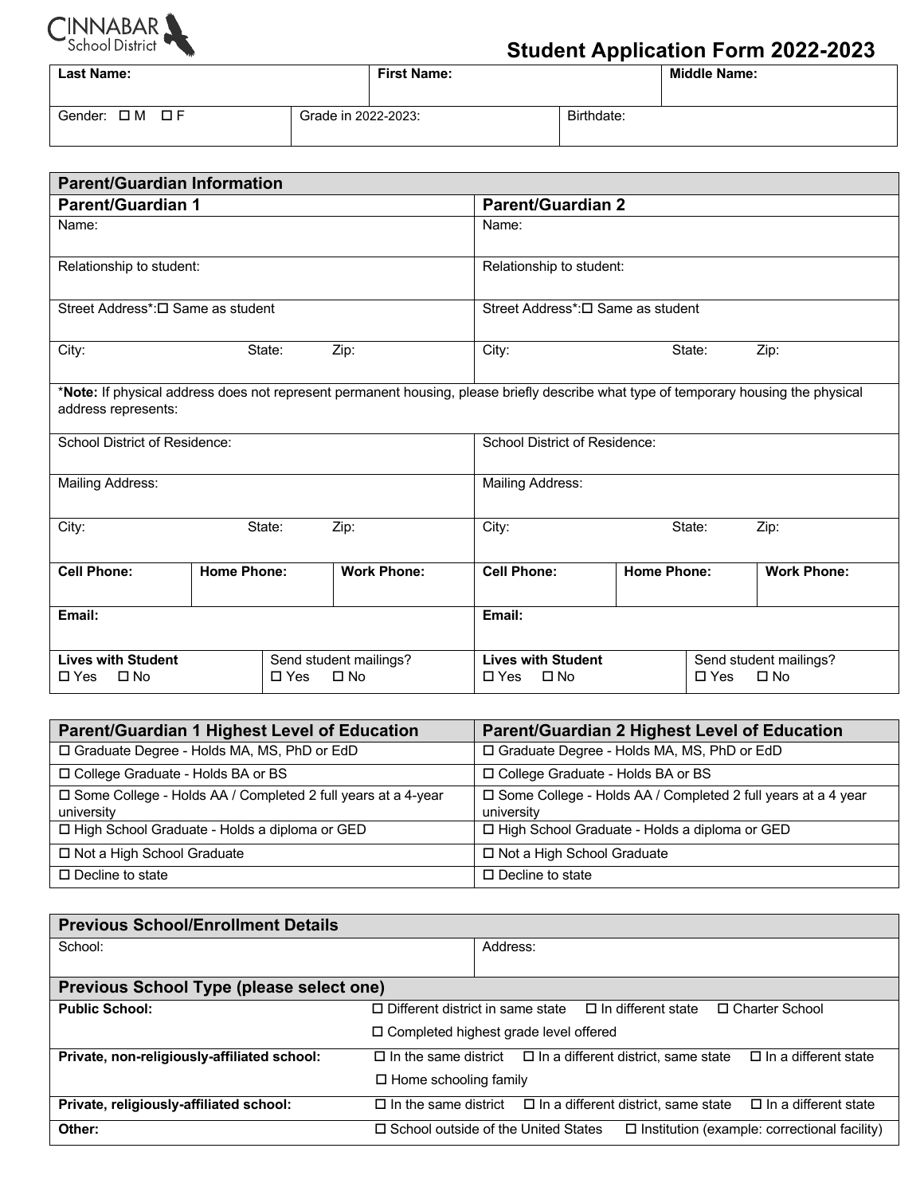CINNABAR School District

# Student Application Form 2022-2023

| **Last Name:** | **First Name:** | **Middle Name:** |
|---|---|---|
| Gender: ☐ M ☐ F | Grade in 2022-2023: | Birthdate: |

| **Parent/Guardian Information** | |
|---|---|
| **Parent/Guardian 1** | **Parent/Guardian 2** |
| Name: | Name: |
| Relationship to student: | Relationship to student: |
| Street Address*: ☐ Same as student | Street Address*: ☐ Same as student |
| City: State: Zip: | City: State: Zip: |
| ***Note:** If physical address does not represent permanent housing, please briefly describe what type of temporary housing the physical address represents: | |
| School District of Residence: | School District of Residence: |
| Mailing Address: | Mailing Address: |
| City: State: Zip: | City: State: Zip: |
| **Cell Phone:** **Home Phone:** **Work Phone:** | **Cell Phone:** **Home Phone:** **Work Phone:** |
| **Email:** | **Email:** |
| **Lives with Student** ☐ Yes ☐ No / Send student mailings? ☐ Yes ☐ No | **Lives with Student** ☐ Yes ☐ No / Send student mailings? ☐ Yes ☐ No |

| **Parent/Guardian 1 Highest Level of Education** | **Parent/Guardian 2 Highest Level of Education** |
|---|---|
| ☐ Graduate Degree - Holds MA, MS, PhD or EdD | ☐ Graduate Degree - Holds MA, MS, PhD or EdD |
| ☐ College Graduate - Holds BA or BS | ☐ College Graduate - Holds BA or BS |
| ☐ Some College - Holds AA / Completed 2 full years at a 4-year university | ☐ Some College - Holds AA / Completed 2 full years at a 4 year university |
| ☐ High School Graduate - Holds a diploma or GED | ☐ High School Graduate - Holds a diploma or GED |
| ☐ Not a High School Graduate | ☐ Not a High School Graduate |
| ☐ Decline to state | ☐ Decline to state |

| **Previous School/Enrollment Details** | |
|---|---|
| School: | Address: |
| **Previous School Type (please select one)** | |
| **Public School:** | ☐ Different district in same state ☐ In different state ☐ Charter School ☐ Completed highest grade level offered |
| **Private, non-religiously-affiliated school:** | ☐ In the same district ☐ In a different district, same state ☐ In a different state ☐ Home schooling family |
| **Private, religiously-affiliated school:** | ☐ In the same district ☐ In a different district, same state ☐ In a different state |
| **Other:** | ☐ School outside of the United States ☐ Institution (example: correctional facility) |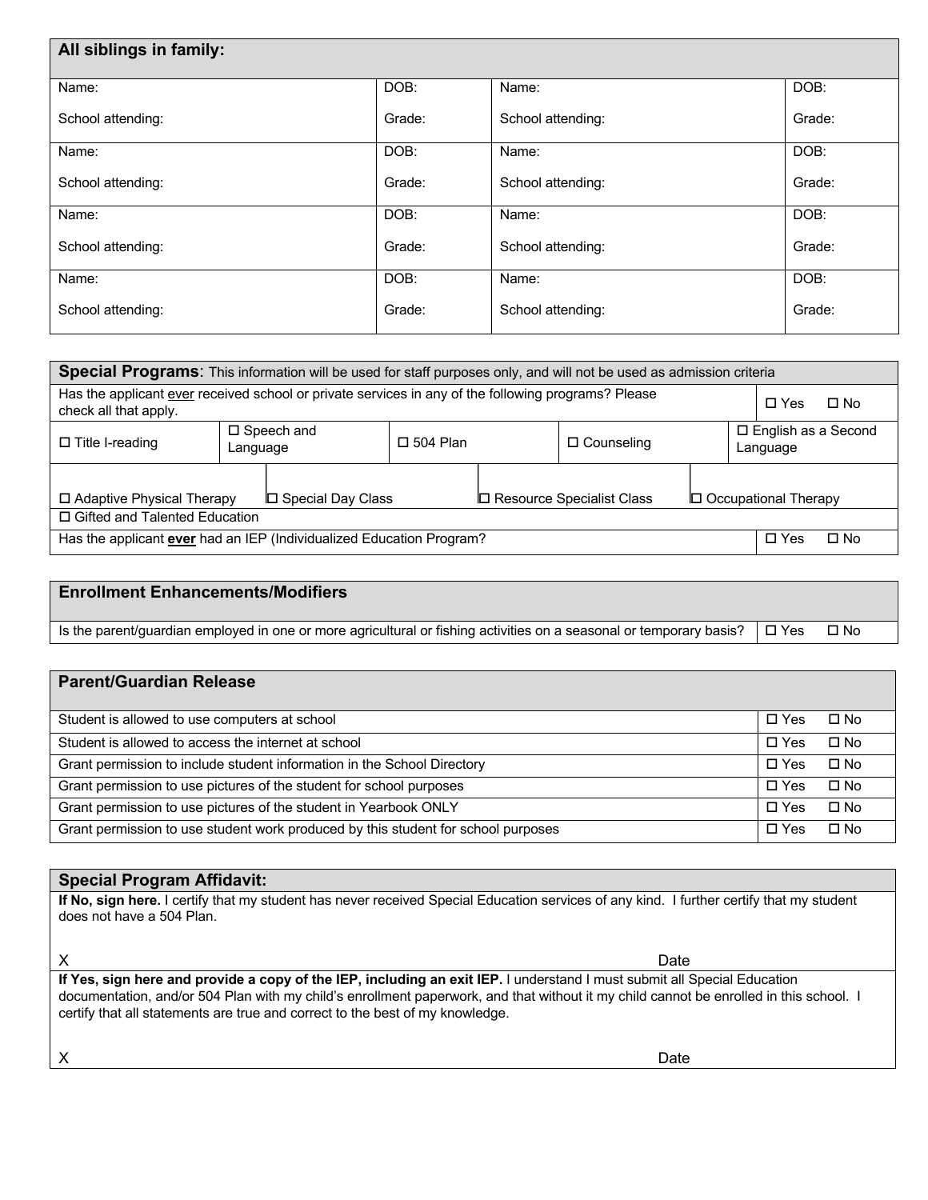## All siblings in family:

| Name: | DOB: | Name: | DOB: |
|---|---|---|---|
| School attending: | Grade: | School attending: | Grade: |
| Name: | DOB: | Name: | DOB: |
| School attending: | Grade: | School attending: | Grade: |
| Name: | DOB: | Name: | DOB: |
| School attending: | Grade: | School attending: | Grade: |
| Name: | DOB: | Name: | DOB: |
| School attending: | Grade: | School attending: | Grade: |

## Special Programs: This information will be used for staff purposes only, and will not be used as admission criteria

Has the applicant ever received school or private services in any of the following programs? Please check all that apply. ☐ Yes ☐ No

| ☐ Title I-reading | ☐ Speech and Language | ☐ 504 Plan | ☐ Counseling | ☐ English as a Second Language |
|---|---|---|---|---|
| ☐ Adaptive Physical Therapy | ☐ Special Day Class | ☐ Resource Specialist Class | ☐ Occupational Therapy | |
| ☐ Gifted and Talented Education | | | | |

Has the applicant **ever** had an IEP (Individualized Education Program? ☐ Yes ☐ No

## Enrollment Enhancements/Modifiers

| Question | Response |
|---|---|
| Is the parent/guardian employed in one or more agricultural or fishing activities on a seasonal or temporary basis? | ☐ Yes ☐ No |

## Parent/Guardian Release

| Item | Response |
|---|---|
| Student is allowed to use computers at school | ☐ Yes ☐ No |
| Student is allowed to access the internet at school | ☐ Yes ☐ No |
| Grant permission to include student information in the School Directory | ☐ Yes ☐ No |
| Grant permission to use pictures of the student for school purposes | ☐ Yes ☐ No |
| Grant permission to use pictures of the student in Yearbook ONLY | ☐ Yes ☐ No |
| Grant permission to use student work produced by this student for school purposes | ☐ Yes ☐ No |

## Special Program Affidavit:

**If No, sign here.** I certify that my student has never received Special Education services of any kind. I further certify that my student does not have a 504 Plan.

X Date

**If Yes, sign here and provide a copy of the IEP, including an exit IEP.** I understand I must submit all Special Education documentation, and/or 504 Plan with my child's enrollment paperwork, and that without it my child cannot be enrolled in this school. I certify that all statements are true and correct to the best of my knowledge.

X Date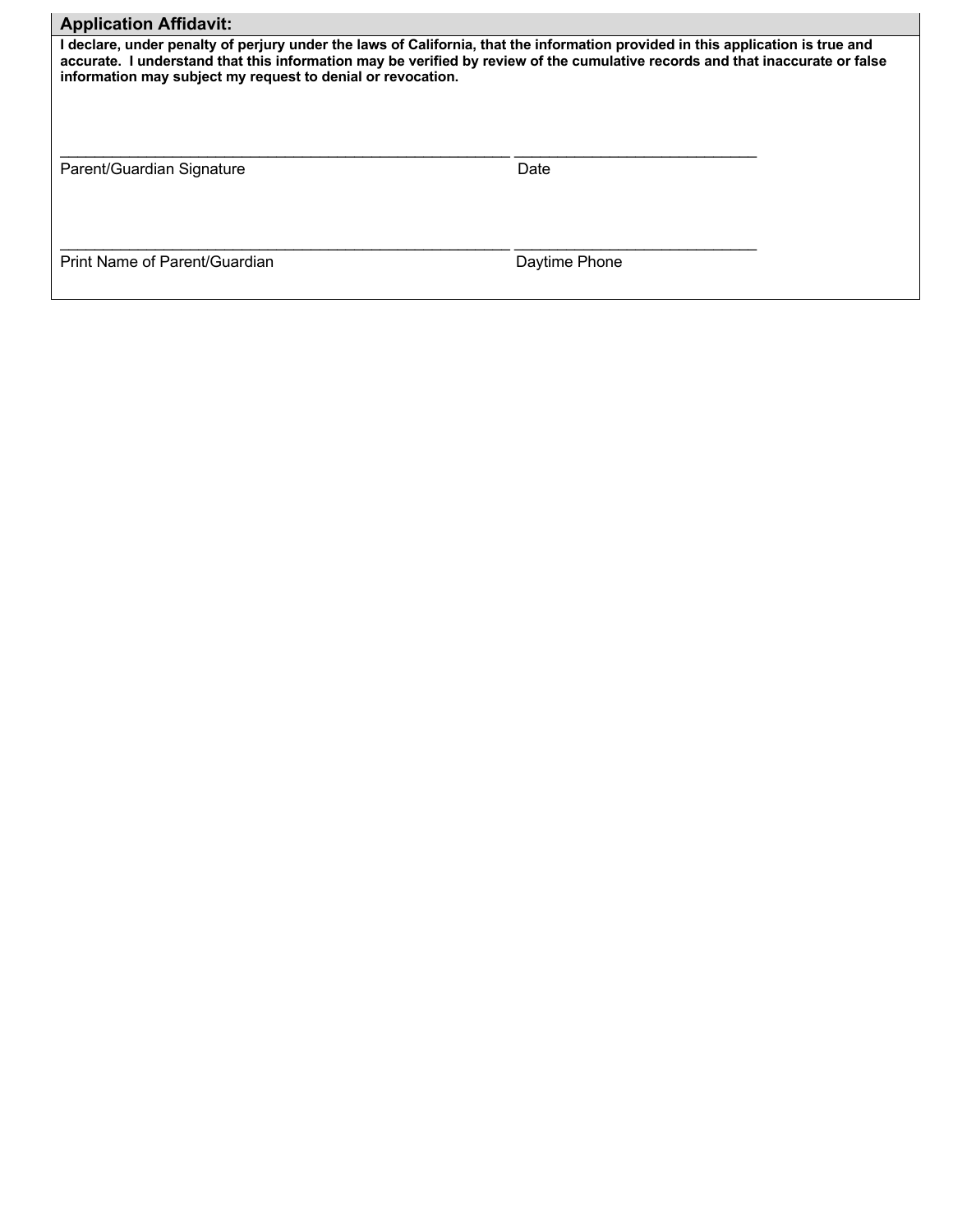## Application Affidavit:

**I declare, under penalty of perjury under the laws of California, that the information provided in this application is true and accurate. I understand that this information may be verified by review of the cumulative records and that inaccurate or false information may subject my request to denial or revocation.**

_______________________________________________________ _____________________________

Parent/Guardian Signature Date

_______________________________________________________ _____________________________

Print Name of Parent/Guardian Daytime Phone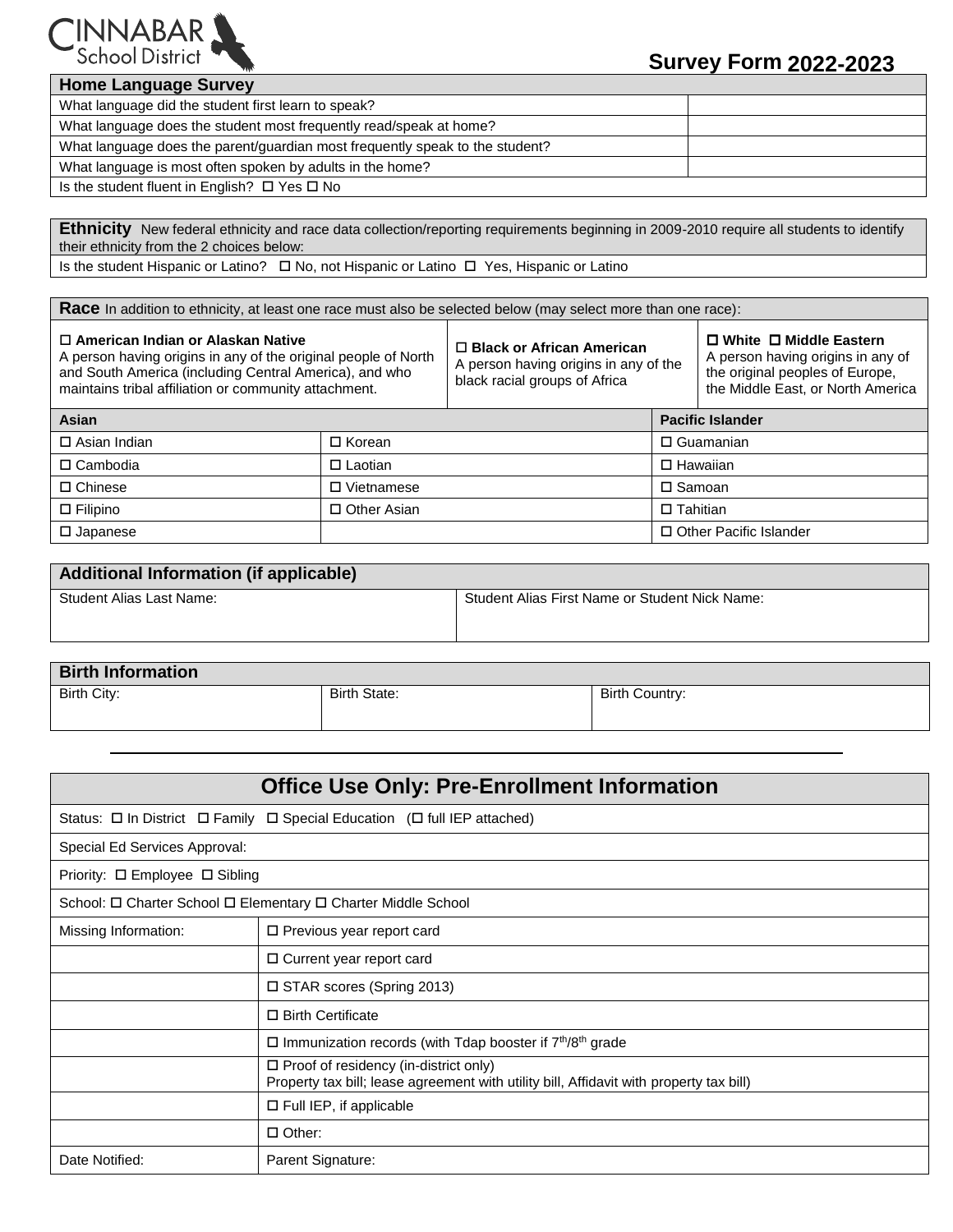CINNABAR School District

# Survey Form 2022-2023

## Home Language Survey

| | |
|---|---|
| What language did the student first learn to speak? | |
| What language does the student most frequently read/speak at home? | |
| What language does the parent/guardian most frequently speak to the student? | |
| What language is most often spoken by adults in the home? | |
| Is the student fluent in English? ☐ Yes ☐ No | |

## Ethnicity

**Ethnicity** New federal ethnicity and race data collection/reporting requirements beginning in 2009-2010 require all students to identify their ethnicity from the 2 choices below:

Is the student Hispanic or Latino? ☐ No, not Hispanic or Latino ☐ Yes, Hispanic or Latino

## Race

**Race** In addition to ethnicity, at least one race must also be selected below (may select more than one race):

| | | |
|---|---|---|
| ☐ **American Indian or Alaskan Native** A person having origins in any of the original people of North and South America (including Central America), and who maintains tribal affiliation or community attachment. | ☐ **Black or African American** A person having origins in any of the black racial groups of Africa | ☐ **White** ☐ **Middle Eastern** A person having origins in any of the original peoples of Europe, the Middle East, or North America |

| **Asian** | | **Pacific Islander** |
|---|---|---|
| ☐ Asian Indian | ☐ Korean | ☐ Guamanian |
| ☐ Cambodia | ☐ Laotian | ☐ Hawaiian |
| ☐ Chinese | ☐ Vietnamese | ☐ Samoan |
| ☐ Filipino | ☐ Other Asian | ☐ Tahitian |
| ☐ Japanese | | ☐ Other Pacific Islander |

## Additional Information (if applicable)

| | |
|---|---|
| Student Alias Last Name: | Student Alias First Name or Student Nick Name: |

## Birth Information

| | | |
|---|---|---|
| Birth City: | Birth State: | Birth Country: |

---

## Office Use Only: Pre-Enrollment Information

Status: ☐ In District ☐ Family ☐ Special Education (☐ full IEP attached)

Special Ed Services Approval:

Priority: ☐ Employee ☐ Sibling

School: ☐ Charter School ☐ Elementary ☐ Charter Middle School

| | |
|---|---|
| Missing Information: | ☐ Previous year report card |
| | ☐ Current year report card |
| | ☐ STAR scores (Spring 2013) |
| | ☐ Birth Certificate |
| | ☐ Immunization records (with Tdap booster if 7th/8th grade |
| | ☐ Proof of residency (in-district only) Property tax bill; lease agreement with utility bill, Affidavit with property tax bill) |
| | ☐ Full IEP, if applicable |
| | ☐ Other: |
| Date Notified: | Parent Signature: |